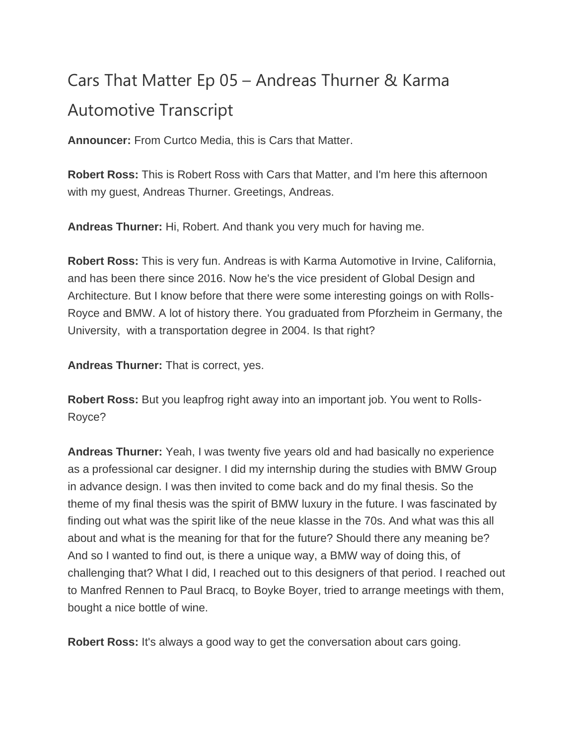# Cars That Matter Ep 05 – Andreas Thurner & Karma Automotive Transcript

**Announcer:** From Curtco Media, this is Cars that Matter.

**Robert Ross:** This is Robert Ross with Cars that Matter, and I'm here this afternoon with my guest, Andreas Thurner. Greetings, Andreas.

**Andreas Thurner:** Hi, Robert. And thank you very much for having me.

**Robert Ross:** This is very fun. Andreas is with Karma Automotive in Irvine, California, and has been there since 2016. Now he's the vice president of Global Design and Architecture. But I know before that there were some interesting goings on with Rolls-Royce and BMW. A lot of history there. You graduated from Pforzheim in Germany, the University, with a transportation degree in 2004. Is that right?

**Andreas Thurner:** That is correct, yes.

**Robert Ross:** But you leapfrog right away into an important job. You went to Rolls-Royce?

**Andreas Thurner:** Yeah, I was twenty five years old and had basically no experience as a professional car designer. I did my internship during the studies with BMW Group in advance design. I was then invited to come back and do my final thesis. So the theme of my final thesis was the spirit of BMW luxury in the future. I was fascinated by finding out what was the spirit like of the neue klasse in the 70s. And what was this all about and what is the meaning for that for the future? Should there any meaning be? And so I wanted to find out, is there a unique way, a BMW way of doing this, of challenging that? What I did, I reached out to this designers of that period. I reached out to Manfred Rennen to Paul Bracq, to Boyke Boyer, tried to arrange meetings with them, bought a nice bottle of wine.

**Robert Ross:** It's always a good way to get the conversation about cars going.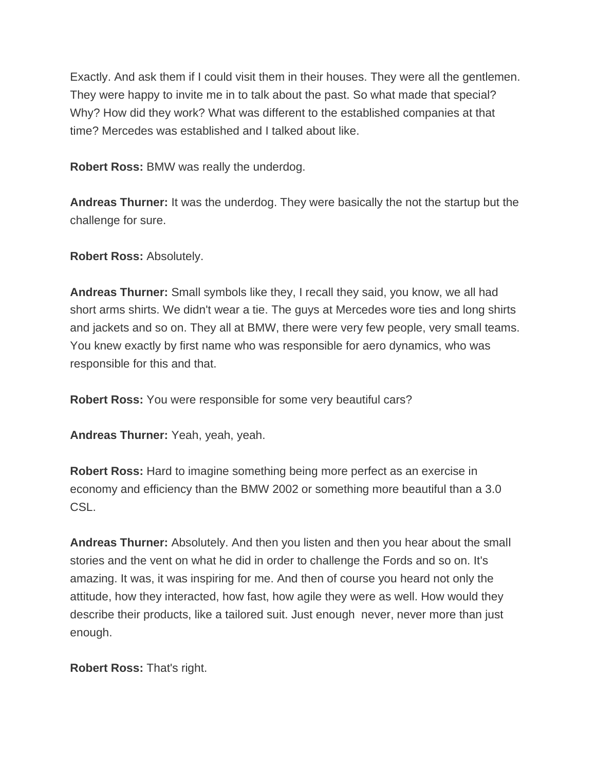Exactly. And ask them if I could visit them in their houses. They were all the gentlemen. They were happy to invite me in to talk about the past. So what made that special? Why? How did they work? What was different to the established companies at that time? Mercedes was established and I talked about like.

**Robert Ross:** BMW was really the underdog.

**Andreas Thurner:** It was the underdog. They were basically the not the startup but the challenge for sure.

**Robert Ross:** Absolutely.

**Andreas Thurner:** Small symbols like they, I recall they said, you know, we all had short arms shirts. We didn't wear a tie. The guys at Mercedes wore ties and long shirts and jackets and so on. They all at BMW, there were very few people, very small teams. You knew exactly by first name who was responsible for aero dynamics, who was responsible for this and that.

**Robert Ross:** You were responsible for some very beautiful cars?

**Andreas Thurner:** Yeah, yeah, yeah.

**Robert Ross:** Hard to imagine something being more perfect as an exercise in economy and efficiency than the BMW 2002 or something more beautiful than a 3.0 CSL.

**Andreas Thurner:** Absolutely. And then you listen and then you hear about the small stories and the vent on what he did in order to challenge the Fords and so on. It's amazing. It was, it was inspiring for me. And then of course you heard not only the attitude, how they interacted, how fast, how agile they were as well. How would they describe their products, like a tailored suit. Just enough never, never more than just enough.

**Robert Ross:** That's right.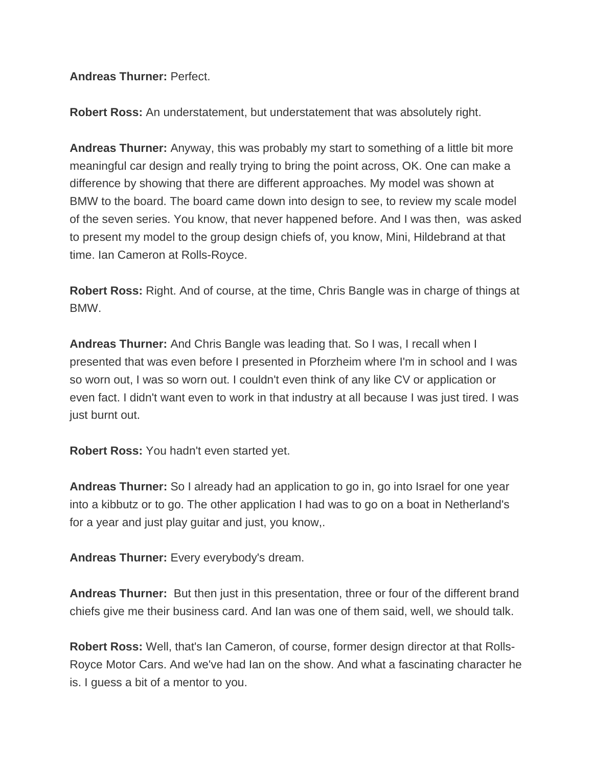**Andreas Thurner:** Perfect.

**Robert Ross:** An understatement, but understatement that was absolutely right.

**Andreas Thurner:** Anyway, this was probably my start to something of a little bit more meaningful car design and really trying to bring the point across, OK. One can make a difference by showing that there are different approaches. My model was shown at BMW to the board. The board came down into design to see, to review my scale model of the seven series. You know, that never happened before. And I was then,  was asked to present my model to the group design chiefs of, you know, Mini, Hildebrand at that time. Ian Cameron at Rolls-Royce.

**Robert Ross:** Right. And of course, at the time, Chris Bangle was in charge of things at BMW.

**Andreas Thurner:** And Chris Bangle was leading that. So I was, I recall when I presented that was even before I presented in Pforzheim where I'm in school and I was so worn out, I was so worn out. I couldn't even think of any like CV or application or even fact. I didn't want even to work in that industry at all because I was just tired. I was just burnt out.

**Robert Ross:** You hadn't even started yet.

**Andreas Thurner:** So I already had an application to go in, go into Israel for one year into a kibbutz or to go. The other application I had was to go on a boat in Netherland's for a year and just play guitar and just, you know,.

**Andreas Thurner:** Every everybody's dream.

**Andreas Thurner:**  But then just in this presentation, three or four of the different brand chiefs give me their business card. And Ian was one of them said, well, we should talk.

**Robert Ross:** Well, that's Ian Cameron, of course, former design director at that Rolls-Royce Motor Cars. And we've had Ian on the show. And what a fascinating character he is. I guess a bit of a mentor to you.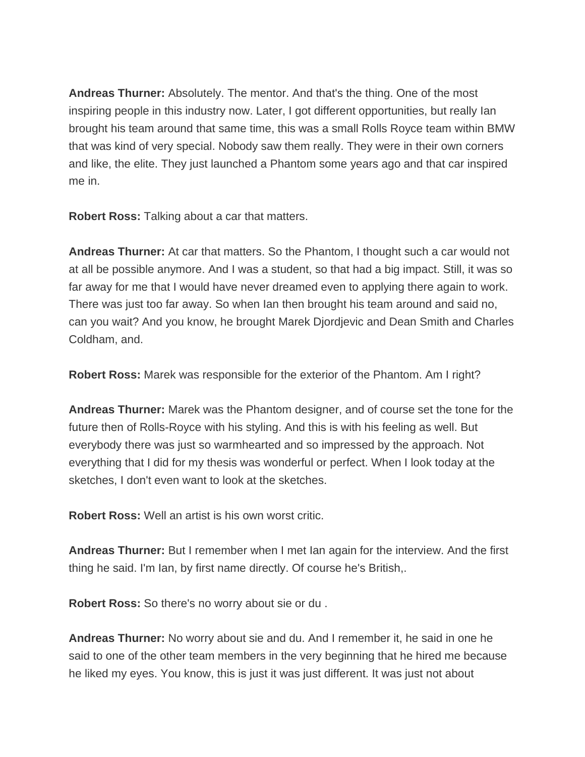**Andreas Thurner:** Absolutely. The mentor. And that's the thing. One of the most inspiring people in this industry now. Later, I got different opportunities, but really Ian brought his team around that same time, this was a small Rolls Royce team within BMW that was kind of very special. Nobody saw them really. They were in their own corners and like, the elite. They just launched a Phantom some years ago and that car inspired me in.

**Robert Ross:** Talking about a car that matters.

**Andreas Thurner:** At car that matters. So the Phantom, I thought such a car would not at all be possible anymore. And I was a student, so that had a big impact. Still, it was so far away for me that I would have never dreamed even to applying there again to work. There was just too far away. So when Ian then brought his team around and said no, can you wait? And you know, he brought Marek Djordjevic and Dean Smith and Charles Coldham, and.

**Robert Ross:** Marek was responsible for the exterior of the Phantom. Am I right?

**Andreas Thurner:** Marek was the Phantom designer, and of course set the tone for the future then of Rolls-Royce with his styling. And this is with his feeling as well. But everybody there was just so warmhearted and so impressed by the approach. Not everything that I did for my thesis was wonderful or perfect. When I look today at the sketches, I don't even want to look at the sketches.

**Robert Ross:** Well an artist is his own worst critic.

**Andreas Thurner:** But I remember when I met Ian again for the interview. And the first thing he said. I'm Ian, by first name directly. Of course he's British,.

**Robert Ross:** So there's no worry about sie or du .

**Andreas Thurner:** No worry about sie and du. And I remember it, he said in one he said to one of the other team members in the very beginning that he hired me because he liked my eyes. You know, this is just it was just different. It was just not about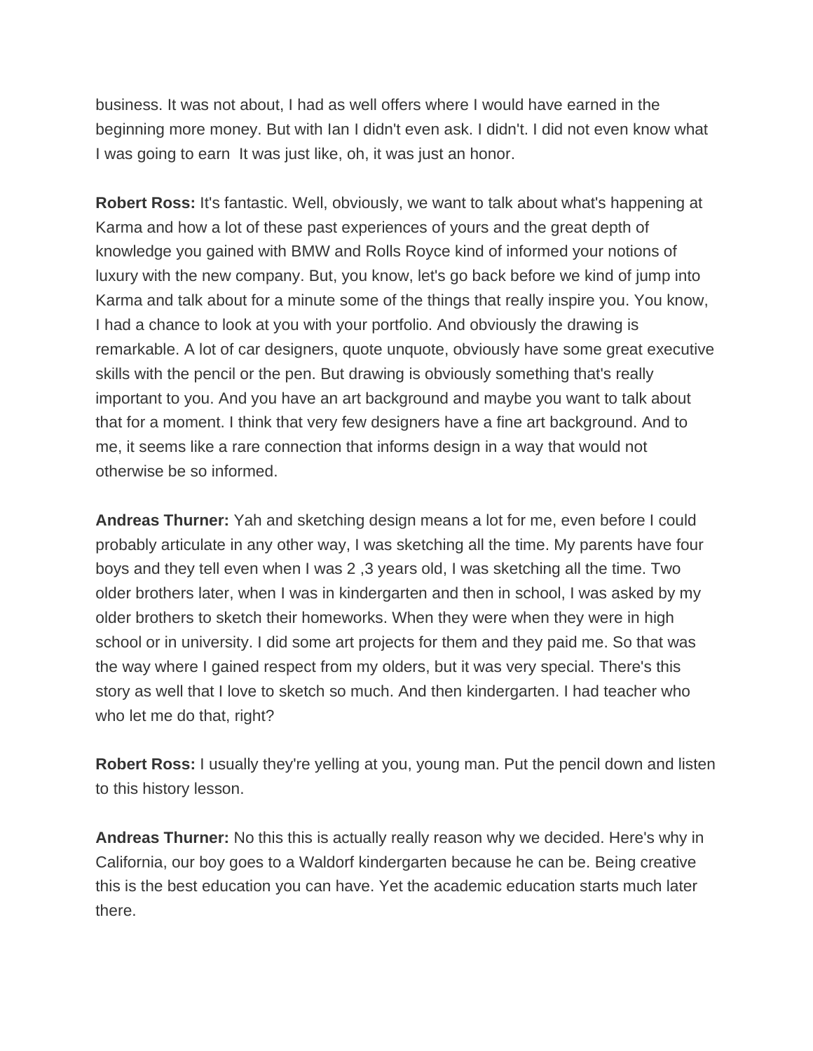business. It was not about, I had as well offers where I would have earned in the beginning more money. But with Ian I didn't even ask. I didn't. I did not even know what I was going to earn  It was just like, oh, it was just an honor.

**Robert Ross:** It's fantastic. Well, obviously, we want to talk about what's happening at Karma and how a lot of these past experiences of yours and the great depth of knowledge you gained with BMW and Rolls Royce kind of informed your notions of luxury with the new company. But, you know, let's go back before we kind of jump into Karma and talk about for a minute some of the things that really inspire you. You know, I had a chance to look at you with your portfolio. And obviously the drawing is remarkable. A lot of car designers, quote unquote, obviously have some great executive skills with the pencil or the pen. But drawing is obviously something that's really important to you. And you have an art background and maybe you want to talk about that for a moment. I think that very few designers have a fine art background. And to me, it seems like a rare connection that informs design in a way that would not otherwise be so informed.

**Andreas Thurner:** Yah and sketching design means a lot for me, even before I could probably articulate in any other way, I was sketching all the time. My parents have four boys and they tell even when I was 2 ,3 years old, I was sketching all the time. Two older brothers later, when I was in kindergarten and then in school, I was asked by my older brothers to sketch their homeworks. When they were when they were in high school or in university. I did some art projects for them and they paid me. So that was the way where I gained respect from my olders, but it was very special. There's this story as well that I love to sketch so much. And then kindergarten. I had teacher who who let me do that, right?

**Robert Ross:** I usually they're yelling at you, young man. Put the pencil down and listen to this history lesson.

**Andreas Thurner:** No this this is actually really reason why we decided. Here's why in California, our boy goes to a Waldorf kindergarten because he can be. Being creative this is the best education you can have. Yet the academic education starts much later there.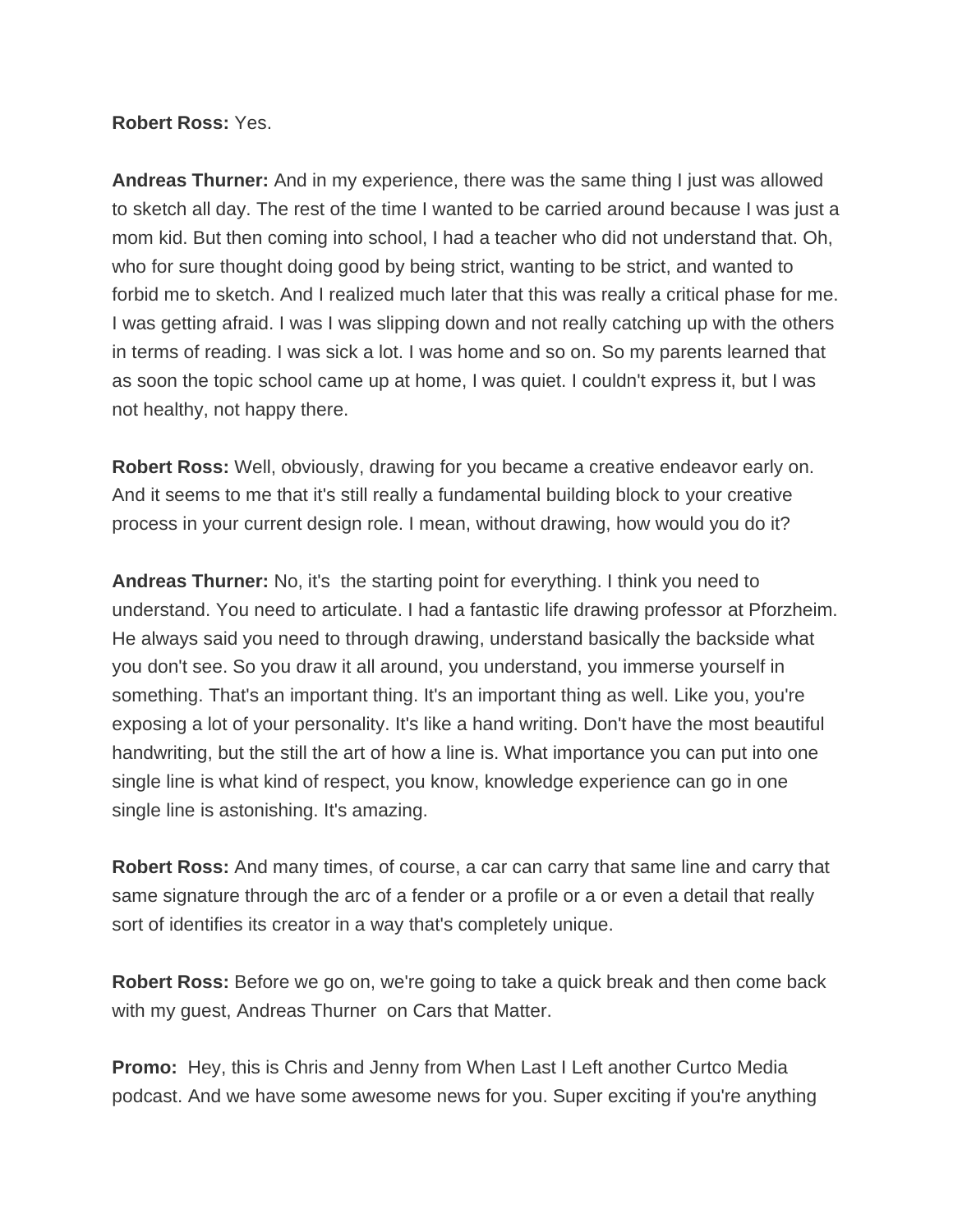**Robert Ross:** Yes.

**Andreas Thurner:** And in my experience, there was the same thing I just was allowed to sketch all day. The rest of the time I wanted to be carried around because I was just a mom kid. But then coming into school, I had a teacher who did not understand that. Oh, who for sure thought doing good by being strict, wanting to be strict, and wanted to forbid me to sketch. And I realized much later that this was really a critical phase for me. I was getting afraid. I was I was slipping down and not really catching up with the others in terms of reading. I was sick a lot. I was home and so on. So my parents learned that as soon the topic school came up at home, I was quiet. I couldn't express it, but I was not healthy, not happy there.

**Robert Ross:** Well, obviously, drawing for you became a creative endeavor early on. And it seems to me that it's still really a fundamental building block to your creative process in your current design role. I mean, without drawing, how would you do it?

**Andreas Thurner:** No, it's the starting point for everything. I think you need to understand. You need to articulate. I had a fantastic life drawing professor at Pforzheim. He always said you need to through drawing, understand basically the backside what you don't see. So you draw it all around, you understand, you immerse yourself in something. That's an important thing. It's an important thing as well. Like you, you're exposing a lot of your personality. It's like a hand writing. Don't have the most beautiful handwriting, but the still the art of how a line is. What importance you can put into one single line is what kind of respect, you know, knowledge experience can go in one single line is astonishing. It's amazing.

**Robert Ross:** And many times, of course, a car can carry that same line and carry that same signature through the arc of a fender or a profile or a or even a detail that really sort of identifies its creator in a way that's completely unique.

**Robert Ross:** Before we go on, we're going to take a quick break and then come back with my guest, Andreas Thurner on Cars that Matter.

**Promo:** Hey, this is Chris and Jenny from When Last I Left another Curtco Media podcast. And we have some awesome news for you. Super exciting if you're anything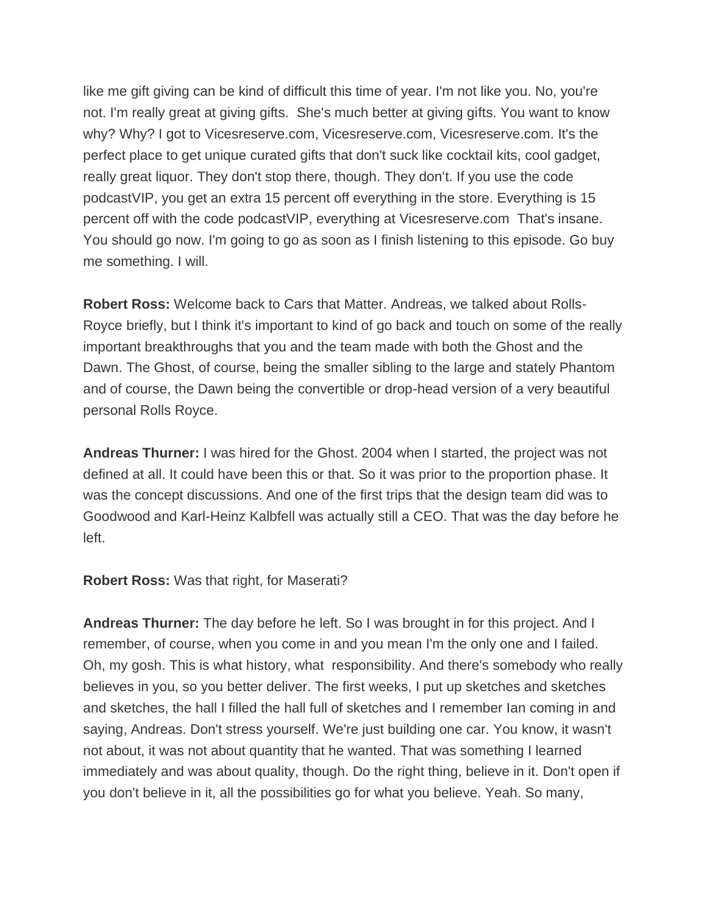like me gift giving can be kind of difficult this time of year. I'm not like you. No, you're not. I'm really great at giving gifts. She's much better at giving gifts. You want to know why? Why? I got to Vicesreserve.com, Vicesreserve.com, Vicesreserve.com. It's the perfect place to get unique curated gifts that don't suck like cocktail kits, cool gadget, really great liquor. They don't stop there, though. They don't. If you use the code podcastVIP, you get an extra 15 percent off everything in the store. Everything is 15 percent off with the code podcastVIP, everything at Vicesreserve.com That's insane. You should go now. I'm going to go as soon as I finish listening to this episode. Go buy me something. I will.

**Robert Ross:** Welcome back to Cars that Matter. Andreas, we talked about Rolls-Royce briefly, but I think it's important to kind of go back and touch on some of the really important breakthroughs that you and the team made with both the Ghost and the Dawn. The Ghost, of course, being the smaller sibling to the large and stately Phantom and of course, the Dawn being the convertible or drop-head version of a very beautiful personal Rolls Royce.

**Andreas Thurner:** I was hired for the Ghost. 2004 when I started, the project was not defined at all. It could have been this or that. So it was prior to the proportion phase. It was the concept discussions. And one of the first trips that the design team did was to Goodwood and Karl-Heinz Kalbfell was actually still a CEO. That was the day before he left.

**Robert Ross:** Was that right, for Maserati?

**Andreas Thurner:** The day before he left. So I was brought in for this project. And I remember, of course, when you come in and you mean I'm the only one and I failed. Oh, my gosh. This is what history, what responsibility. And there's somebody who really believes in you, so you better deliver. The first weeks, I put up sketches and sketches and sketches, the hall I filled the hall full of sketches and I remember Ian coming in and saying, Andreas. Don't stress yourself. We're just building one car. You know, it wasn't not about, it was not about quantity that he wanted. That was something I learned immediately and was about quality, though. Do the right thing, believe in it. Don't open if you don't believe in it, all the possibilities go for what you believe. Yeah. So many,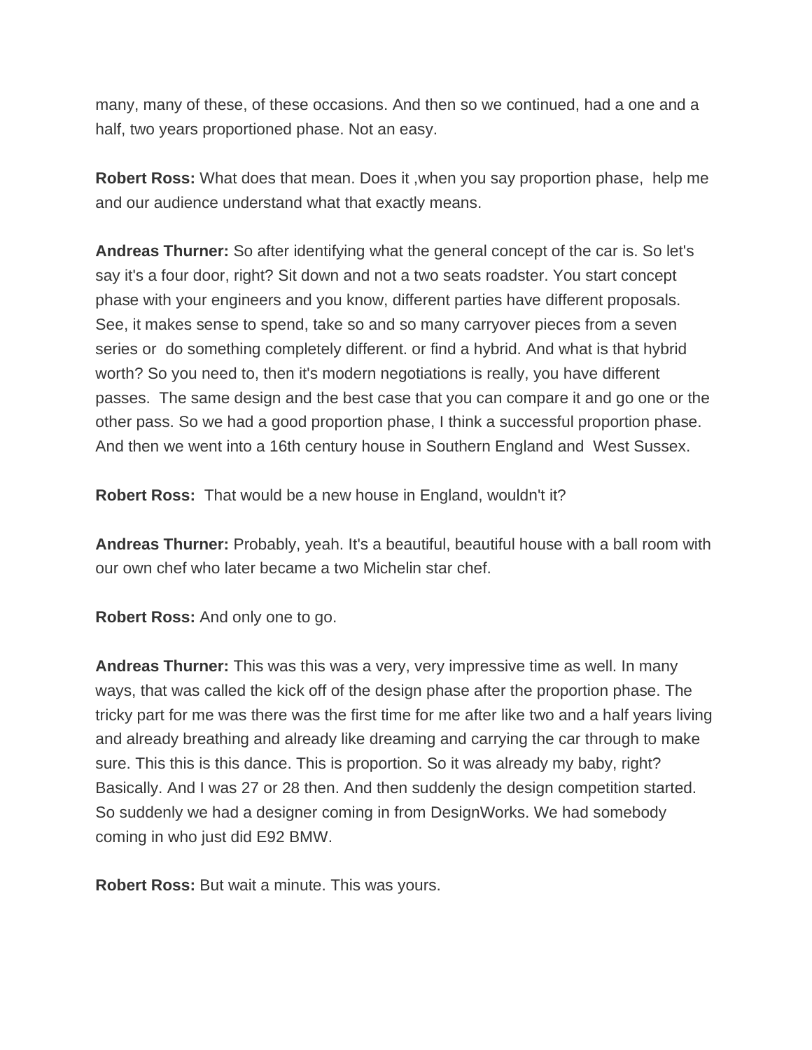many, many of these, of these occasions. And then so we continued, had a one and a half, two years proportioned phase. Not an easy.

**Robert Ross:** What does that mean. Does it ,when you say proportion phase, help me and our audience understand what that exactly means.

**Andreas Thurner:** So after identifying what the general concept of the car is. So let's say it's a four door, right? Sit down and not a two seats roadster. You start concept phase with your engineers and you know, different parties have different proposals. See, it makes sense to spend, take so and so many carryover pieces from a seven series or do something completely different. or find a hybrid. And what is that hybrid worth? So you need to, then it's modern negotiations is really, you have different passes. The same design and the best case that you can compare it and go one or the other pass. So we had a good proportion phase, I think a successful proportion phase. And then we went into a 16th century house in Southern England and West Sussex.

**Robert Ross:** That would be a new house in England, wouldn't it?

**Andreas Thurner:** Probably, yeah. It's a beautiful, beautiful house with a ball room with our own chef who later became a two Michelin star chef.

**Robert Ross:** And only one to go.

**Andreas Thurner:** This was this was a very, very impressive time as well. In many ways, that was called the kick off of the design phase after the proportion phase. The tricky part for me was there was the first time for me after like two and a half years living and already breathing and already like dreaming and carrying the car through to make sure. This this is this dance. This is proportion. So it was already my baby, right? Basically. And I was 27 or 28 then. And then suddenly the design competition started. So suddenly we had a designer coming in from DesignWorks. We had somebody coming in who just did E92 BMW.

**Robert Ross:** But wait a minute. This was yours.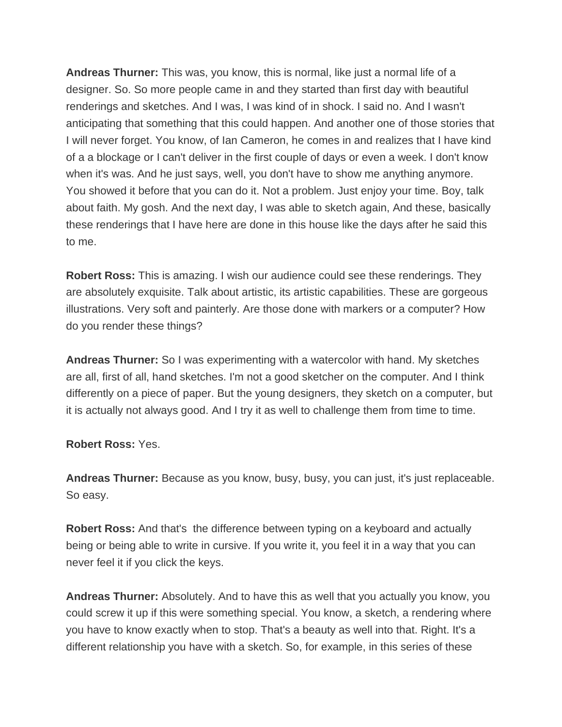**Andreas Thurner:** This was, you know, this is normal, like just a normal life of a designer. So. So more people came in and they started than first day with beautiful renderings and sketches. And I was, I was kind of in shock. I said no. And I wasn't anticipating that something that this could happen. And another one of those stories that I will never forget. You know, of Ian Cameron, he comes in and realizes that I have kind of a a blockage or I can't deliver in the first couple of days or even a week. I don't know when it's was. And he just says, well, you don't have to show me anything anymore. You showed it before that you can do it. Not a problem. Just enjoy your time. Boy, talk about faith. My gosh. And the next day, I was able to sketch again, And these, basically these renderings that I have here are done in this house like the days after he said this to me.

**Robert Ross:** This is amazing. I wish our audience could see these renderings. They are absolutely exquisite. Talk about artistic, its artistic capabilities. These are gorgeous illustrations. Very soft and painterly. Are those done with markers or a computer? How do you render these things?

**Andreas Thurner:** So I was experimenting with a watercolor with hand. My sketches are all, first of all, hand sketches. I'm not a good sketcher on the computer. And I think differently on a piece of paper. But the young designers, they sketch on a computer, but it is actually not always good. And I try it as well to challenge them from time to time.

**Robert Ross:** Yes.

**Andreas Thurner:** Because as you know, busy, busy, you can just, it's just replaceable. So easy.

**Robert Ross:** And that's the difference between typing on a keyboard and actually being or being able to write in cursive. If you write it, you feel it in a way that you can never feel it if you click the keys.

**Andreas Thurner:** Absolutely. And to have this as well that you actually you know, you could screw it up if this were something special. You know, a sketch, a rendering where you have to know exactly when to stop. That's a beauty as well into that. Right. It's a different relationship you have with a sketch. So, for example, in this series of these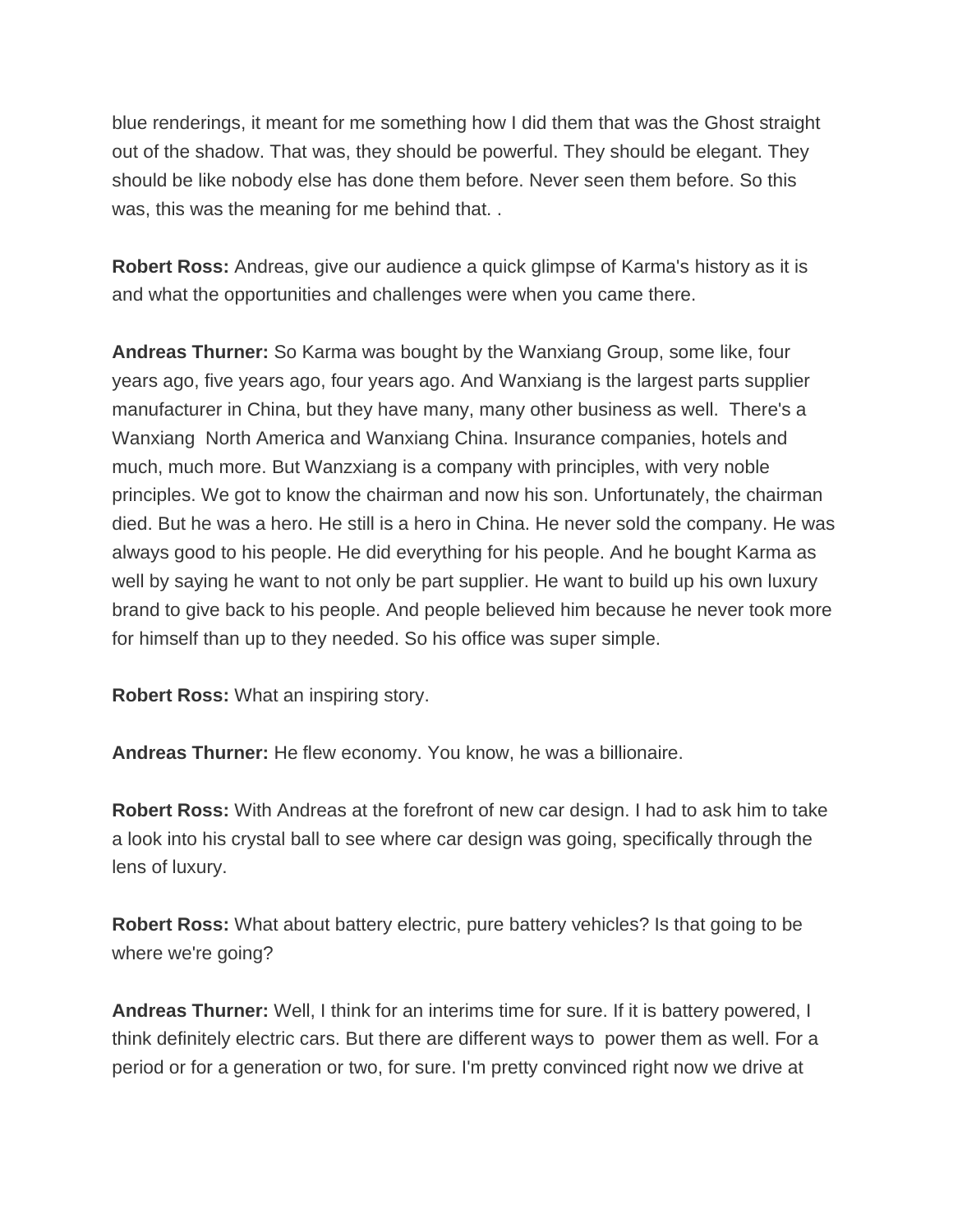blue renderings, it meant for me something how I did them that was the Ghost straight out of the shadow. That was, they should be powerful. They should be elegant. They should be like nobody else has done them before. Never seen them before. So this was, this was the meaning for me behind that. .

**Robert Ross:** Andreas, give our audience a quick glimpse of Karma's history as it is and what the opportunities and challenges were when you came there.

**Andreas Thurner:** So Karma was bought by the Wanxiang Group, some like, four years ago, five years ago, four years ago. And Wanxiang is the largest parts supplier manufacturer in China, but they have many, many other business as well. There's a Wanxiang North America and Wanxiang China. Insurance companies, hotels and much, much more. But Wanzxiang is a company with principles, with very noble principles. We got to know the chairman and now his son. Unfortunately, the chairman died. But he was a hero. He still is a hero in China. He never sold the company. He was always good to his people. He did everything for his people. And he bought Karma as well by saying he want to not only be part supplier. He want to build up his own luxury brand to give back to his people. And people believed him because he never took more for himself than up to they needed. So his office was super simple.

**Robert Ross:** What an inspiring story.

**Andreas Thurner:** He flew economy. You know, he was a billionaire.

**Robert Ross:** With Andreas at the forefront of new car design. I had to ask him to take a look into his crystal ball to see where car design was going, specifically through the lens of luxury.

**Robert Ross:** What about battery electric, pure battery vehicles? Is that going to be where we're going?

**Andreas Thurner:** Well, I think for an interims time for sure. If it is battery powered, I think definitely electric cars. But there are different ways to power them as well. For a period or for a generation or two, for sure. I'm pretty convinced right now we drive at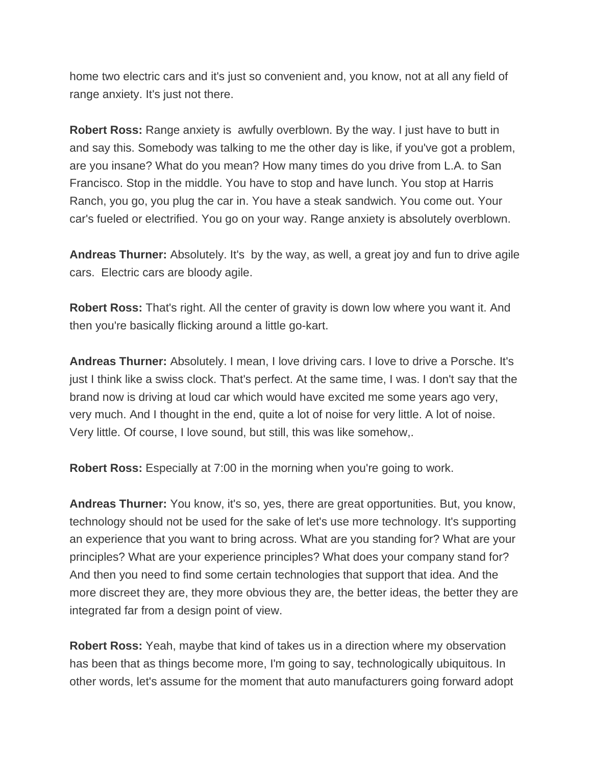home two electric cars and it's just so convenient and, you know, not at all any field of range anxiety. It's just not there.

**Robert Ross:** Range anxiety is awfully overblown. By the way. I just have to butt in and say this. Somebody was talking to me the other day is like, if you've got a problem, are you insane? What do you mean? How many times do you drive from L.A. to San Francisco. Stop in the middle. You have to stop and have lunch. You stop at Harris Ranch, you go, you plug the car in. You have a steak sandwich. You come out. Your car's fueled or electrified. You go on your way. Range anxiety is absolutely overblown.

**Andreas Thurner:** Absolutely. It's by the way, as well, a great joy and fun to drive agile cars. Electric cars are bloody agile.

**Robert Ross:** That's right. All the center of gravity is down low where you want it. And then you're basically flicking around a little go-kart.

**Andreas Thurner:** Absolutely. I mean, I love driving cars. I love to drive a Porsche. It's just I think like a swiss clock. That's perfect. At the same time, I was. I don't say that the brand now is driving at loud car which would have excited me some years ago very, very much. And I thought in the end, quite a lot of noise for very little. A lot of noise. Very little. Of course, I love sound, but still, this was like somehow,.

**Robert Ross:** Especially at 7:00 in the morning when you're going to work.

**Andreas Thurner:** You know, it's so, yes, there are great opportunities. But, you know, technology should not be used for the sake of let's use more technology. It's supporting an experience that you want to bring across. What are you standing for? What are your principles? What are your experience principles? What does your company stand for? And then you need to find some certain technologies that support that idea. And the more discreet they are, they more obvious they are, the better ideas, the better they are integrated far from a design point of view.

**Robert Ross:** Yeah, maybe that kind of takes us in a direction where my observation has been that as things become more, I'm going to say, technologically ubiquitous. In other words, let's assume for the moment that auto manufacturers going forward adopt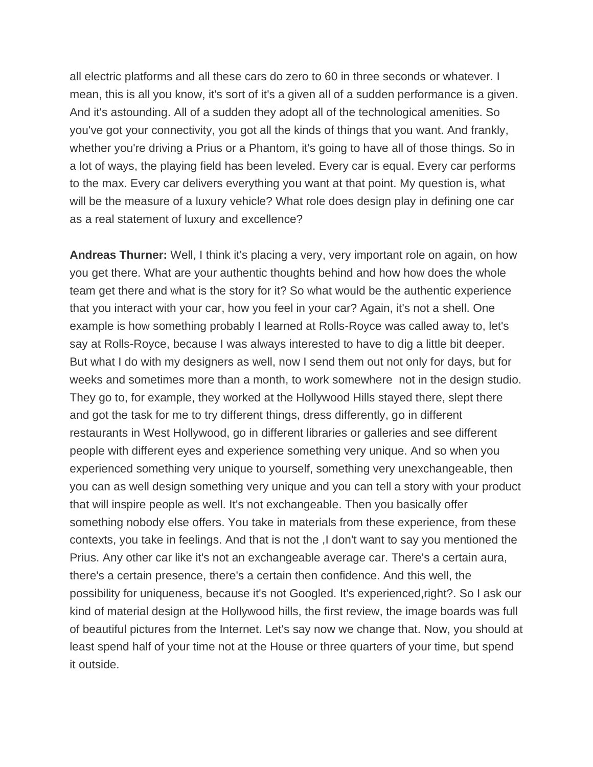all electric platforms and all these cars do zero to 60 in three seconds or whatever. I mean, this is all you know, it's sort of it's a given all of a sudden performance is a given. And it's astounding. All of a sudden they adopt all of the technological amenities. So you've got your connectivity, you got all the kinds of things that you want. And frankly, whether you're driving a Prius or a Phantom, it's going to have all of those things. So in a lot of ways, the playing field has been leveled. Every car is equal. Every car performs to the max. Every car delivers everything you want at that point. My question is, what will be the measure of a luxury vehicle? What role does design play in defining one car as a real statement of luxury and excellence?

**Andreas Thurner:** Well, I think it's placing a very, very important role on again, on how you get there. What are your authentic thoughts behind and how how does the whole team get there and what is the story for it? So what would be the authentic experience that you interact with your car, how you feel in your car? Again, it's not a shell. One example is how something probably I learned at Rolls-Royce was called away to, let's say at Rolls-Royce, because I was always interested to have to dig a little bit deeper. But what I do with my designers as well, now I send them out not only for days, but for weeks and sometimes more than a month, to work somewhere not in the design studio. They go to, for example, they worked at the Hollywood Hills stayed there, slept there and got the task for me to try different things, dress differently, go in different restaurants in West Hollywood, go in different libraries or galleries and see different people with different eyes and experience something very unique. And so when you experienced something very unique to yourself, something very unexchangeable, then you can as well design something very unique and you can tell a story with your product that will inspire people as well. It's not exchangeable. Then you basically offer something nobody else offers. You take in materials from these experience, from these contexts, you take in feelings. And that is not the ,I don't want to say you mentioned the Prius. Any other car like it's not an exchangeable average car. There's a certain aura, there's a certain presence, there's a certain then confidence. And this well, the possibility for uniqueness, because it's not Googled. It's experienced,right?. So I ask our kind of material design at the Hollywood hills, the first review, the image boards was full of beautiful pictures from the Internet. Let's say now we change that. Now, you should at least spend half of your time not at the House or three quarters of your time, but spend it outside.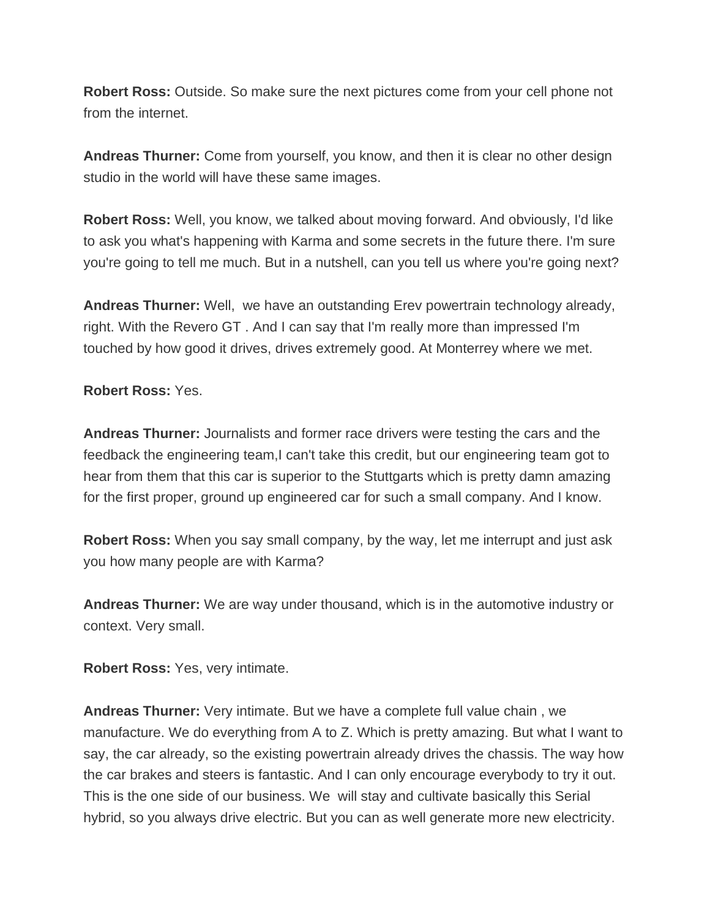**Robert Ross:** Outside. So make sure the next pictures come from your cell phone not from the internet.

**Andreas Thurner:** Come from yourself, you know, and then it is clear no other design studio in the world will have these same images.

**Robert Ross:** Well, you know, we talked about moving forward. And obviously, I'd like to ask you what's happening with Karma and some secrets in the future there. I'm sure you're going to tell me much. But in a nutshell, can you tell us where you're going next?

**Andreas Thurner:** Well, we have an outstanding Erev powertrain technology already, right. With the Revero GT . And I can say that I'm really more than impressed I'm touched by how good it drives, drives extremely good. At Monterrey where we met.

**Robert Ross:** Yes.

**Andreas Thurner:** Journalists and former race drivers were testing the cars and the feedback the engineering team,I can't take this credit, but our engineering team got to hear from them that this car is superior to the Stuttgarts which is pretty damn amazing for the first proper, ground up engineered car for such a small company. And I know.

**Robert Ross:** When you say small company, by the way, let me interrupt and just ask you how many people are with Karma?

**Andreas Thurner:** We are way under thousand, which is in the automotive industry or context. Very small.

**Robert Ross:** Yes, very intimate.

**Andreas Thurner:** Very intimate. But we have a complete full value chain , we manufacture. We do everything from A to Z. Which is pretty amazing. But what I want to say, the car already, so the existing powertrain already drives the chassis. The way how the car brakes and steers is fantastic. And I can only encourage everybody to try it out. This is the one side of our business. We will stay and cultivate basically this Serial hybrid, so you always drive electric. But you can as well generate more new electricity.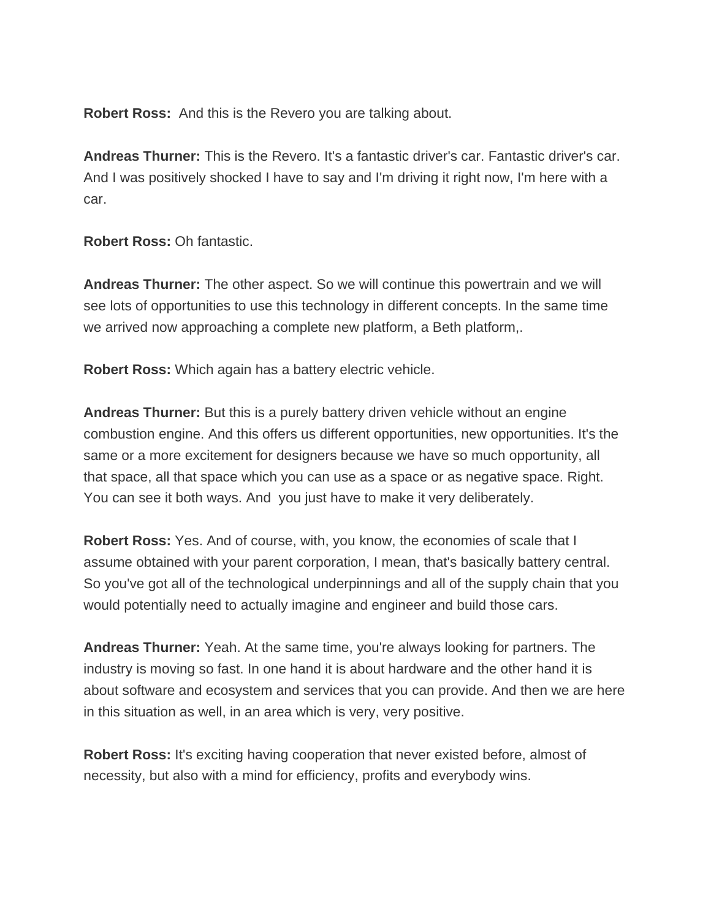**Robert Ross:** And this is the Revero you are talking about.

**Andreas Thurner:** This is the Revero. It's a fantastic driver's car. Fantastic driver's car. And I was positively shocked I have to say and I'm driving it right now, I'm here with a car.

**Robert Ross:** Oh fantastic.

**Andreas Thurner:** The other aspect. So we will continue this powertrain and we will see lots of opportunities to use this technology in different concepts. In the same time we arrived now approaching a complete new platform, a Beth platform,.

**Robert Ross:** Which again has a battery electric vehicle.

**Andreas Thurner:** But this is a purely battery driven vehicle without an engine combustion engine. And this offers us different opportunities, new opportunities. It's the same or a more excitement for designers because we have so much opportunity, all that space, all that space which you can use as a space or as negative space. Right. You can see it both ways. And you just have to make it very deliberately.

**Robert Ross:** Yes. And of course, with, you know, the economies of scale that I assume obtained with your parent corporation, I mean, that's basically battery central. So you've got all of the technological underpinnings and all of the supply chain that you would potentially need to actually imagine and engineer and build those cars.

**Andreas Thurner:** Yeah. At the same time, you're always looking for partners. The industry is moving so fast. In one hand it is about hardware and the other hand it is about software and ecosystem and services that you can provide. And then we are here in this situation as well, in an area which is very, very positive.

**Robert Ross:** It's exciting having cooperation that never existed before, almost of necessity, but also with a mind for efficiency, profits and everybody wins.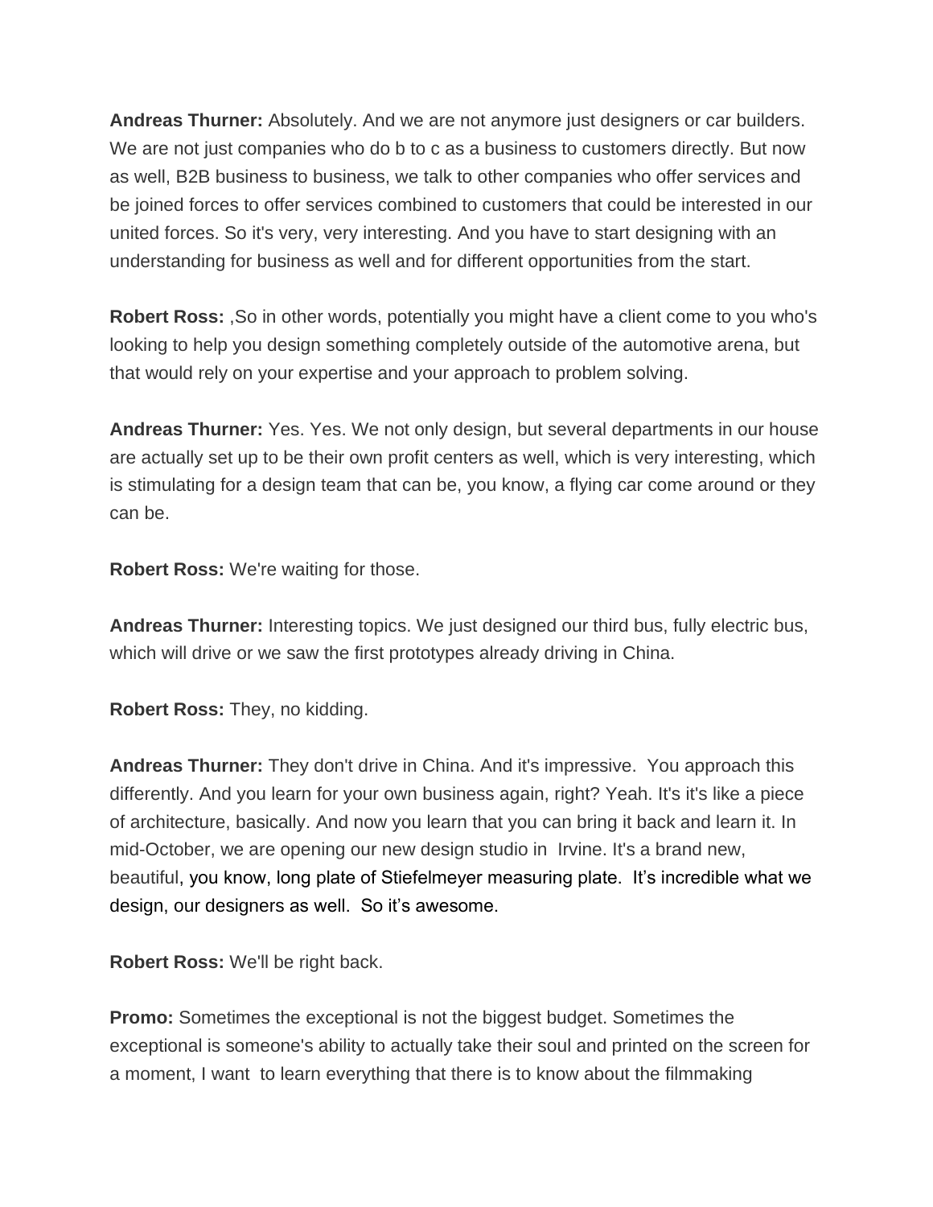**Andreas Thurner:** Absolutely. And we are not anymore just designers or car builders. We are not just companies who do b to c as a business to customers directly. But now as well, B2B business to business, we talk to other companies who offer services and be joined forces to offer services combined to customers that could be interested in our united forces. So it's very, very interesting. And you have to start designing with an understanding for business as well and for different opportunities from the start.

**Robert Ross:** ,So in other words, potentially you might have a client come to you who's looking to help you design something completely outside of the automotive arena, but that would rely on your expertise and your approach to problem solving.

**Andreas Thurner:** Yes. Yes. We not only design, but several departments in our house are actually set up to be their own profit centers as well, which is very interesting, which is stimulating for a design team that can be, you know, a flying car come around or they can be.

**Robert Ross:** We're waiting for those.

**Andreas Thurner:** Interesting topics. We just designed our third bus, fully electric bus, which will drive or we saw the first prototypes already driving in China.

**Robert Ross:** They, no kidding.

**Andreas Thurner:** They don't drive in China. And it's impressive. You approach this differently. And you learn for your own business again, right? Yeah. It's it's like a piece of architecture, basically. And now you learn that you can bring it back and learn it. In mid-October, we are opening our new design studio in Irvine. It's a brand new, beautiful, you know, long plate of Stiefelmeyer measuring plate. It's incredible what we design, our designers as well. So it's awesome.

**Robert Ross:** We'll be right back.

**Promo:** Sometimes the exceptional is not the biggest budget. Sometimes the exceptional is someone's ability to actually take their soul and printed on the screen for a moment, I want to learn everything that there is to know about the filmmaking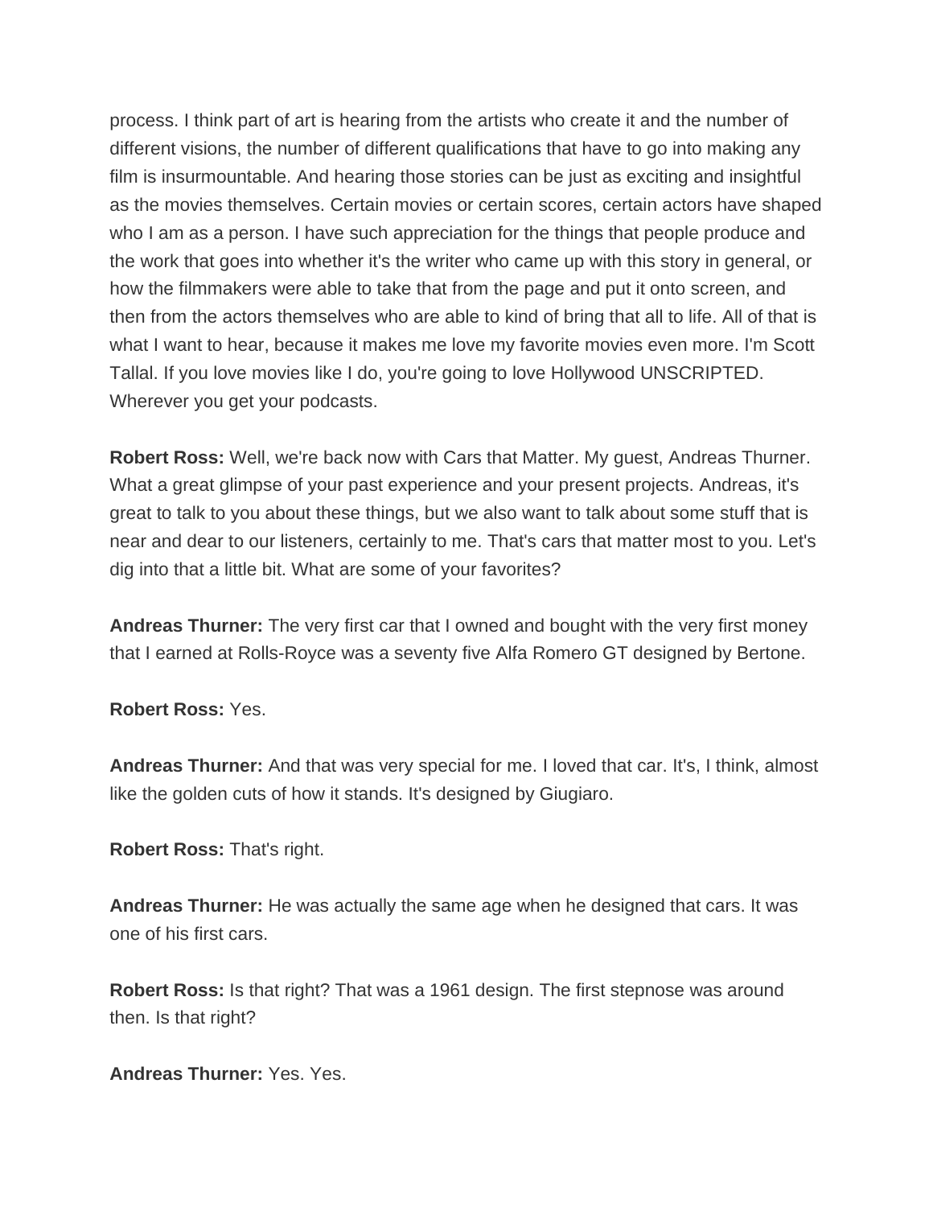process. I think part of art is hearing from the artists who create it and the number of different visions, the number of different qualifications that have to go into making any film is insurmountable. And hearing those stories can be just as exciting and insightful as the movies themselves. Certain movies or certain scores, certain actors have shaped who I am as a person. I have such appreciation for the things that people produce and the work that goes into whether it's the writer who came up with this story in general, or how the filmmakers were able to take that from the page and put it onto screen, and then from the actors themselves who are able to kind of bring that all to life. All of that is what I want to hear, because it makes me love my favorite movies even more. I'm Scott Tallal. If you love movies like I do, you're going to love Hollywood UNSCRIPTED. Wherever you get your podcasts.

**Robert Ross:** Well, we're back now with Cars that Matter. My guest, Andreas Thurner. What a great glimpse of your past experience and your present projects. Andreas, it's great to talk to you about these things, but we also want to talk about some stuff that is near and dear to our listeners, certainly to me. That's cars that matter most to you. Let's dig into that a little bit. What are some of your favorites?

**Andreas Thurner:** The very first car that I owned and bought with the very first money that I earned at Rolls-Royce was a seventy five Alfa Romero GT designed by Bertone.

**Robert Ross:** Yes.

**Andreas Thurner:** And that was very special for me. I loved that car. It's, I think, almost like the golden cuts of how it stands. It's designed by Giugiaro.

**Robert Ross:** That's right.

**Andreas Thurner:** He was actually the same age when he designed that cars. It was one of his first cars.

**Robert Ross:** Is that right? That was a 1961 design. The first stepnose was around then. Is that right?

**Andreas Thurner:** Yes. Yes.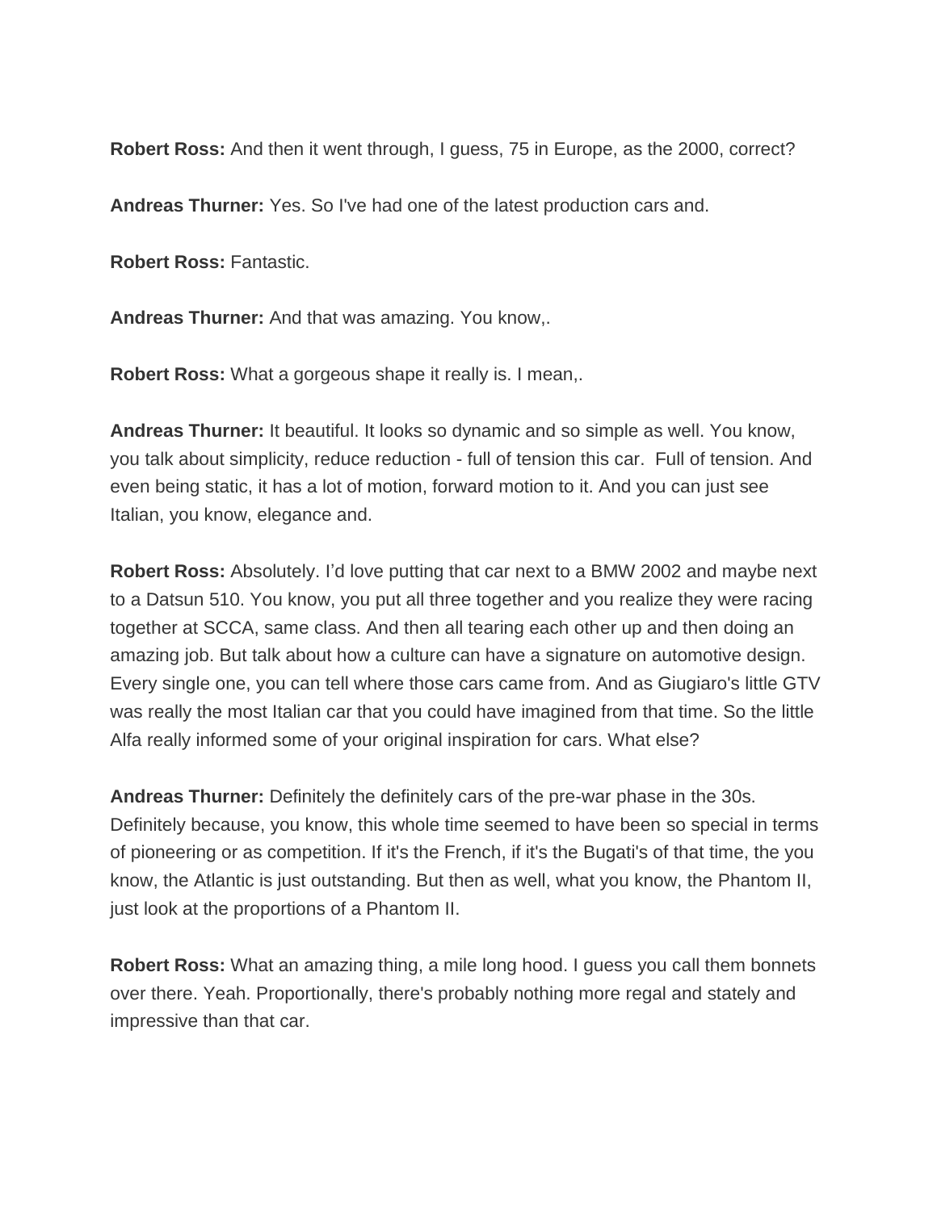**Robert Ross:** And then it went through, I guess, 75 in Europe, as the 2000, correct?

**Andreas Thurner:** Yes. So I've had one of the latest production cars and.

**Robert Ross:** Fantastic.

**Andreas Thurner:** And that was amazing. You know,.

**Robert Ross:** What a gorgeous shape it really is. I mean,.

**Andreas Thurner:** It beautiful. It looks so dynamic and so simple as well. You know, you talk about simplicity, reduce reduction - full of tension this car.  Full of tension. And even being static, it has a lot of motion, forward motion to it. And you can just see Italian, you know, elegance and.

**Robert Ross:** Absolutely. I'd love putting that car next to a BMW 2002 and maybe next to a Datsun 510. You know, you put all three together and you realize they were racing together at SCCA, same class. And then all tearing each other up and then doing an amazing job. But talk about how a culture can have a signature on automotive design. Every single one, you can tell where those cars came from. And as Giugiaro's little GTV was really the most Italian car that you could have imagined from that time. So the little Alfa really informed some of your original inspiration for cars. What else?

**Andreas Thurner:** Definitely the definitely cars of the pre-war phase in the 30s. Definitely because, you know, this whole time seemed to have been so special in terms of pioneering or as competition. If it's the French, if it's the Bugati's of that time, the you know, the Atlantic is just outstanding. But then as well, what you know, the Phantom II, just look at the proportions of a Phantom II.

**Robert Ross:** What an amazing thing, a mile long hood. I guess you call them bonnets over there. Yeah. Proportionally, there's probably nothing more regal and stately and impressive than that car.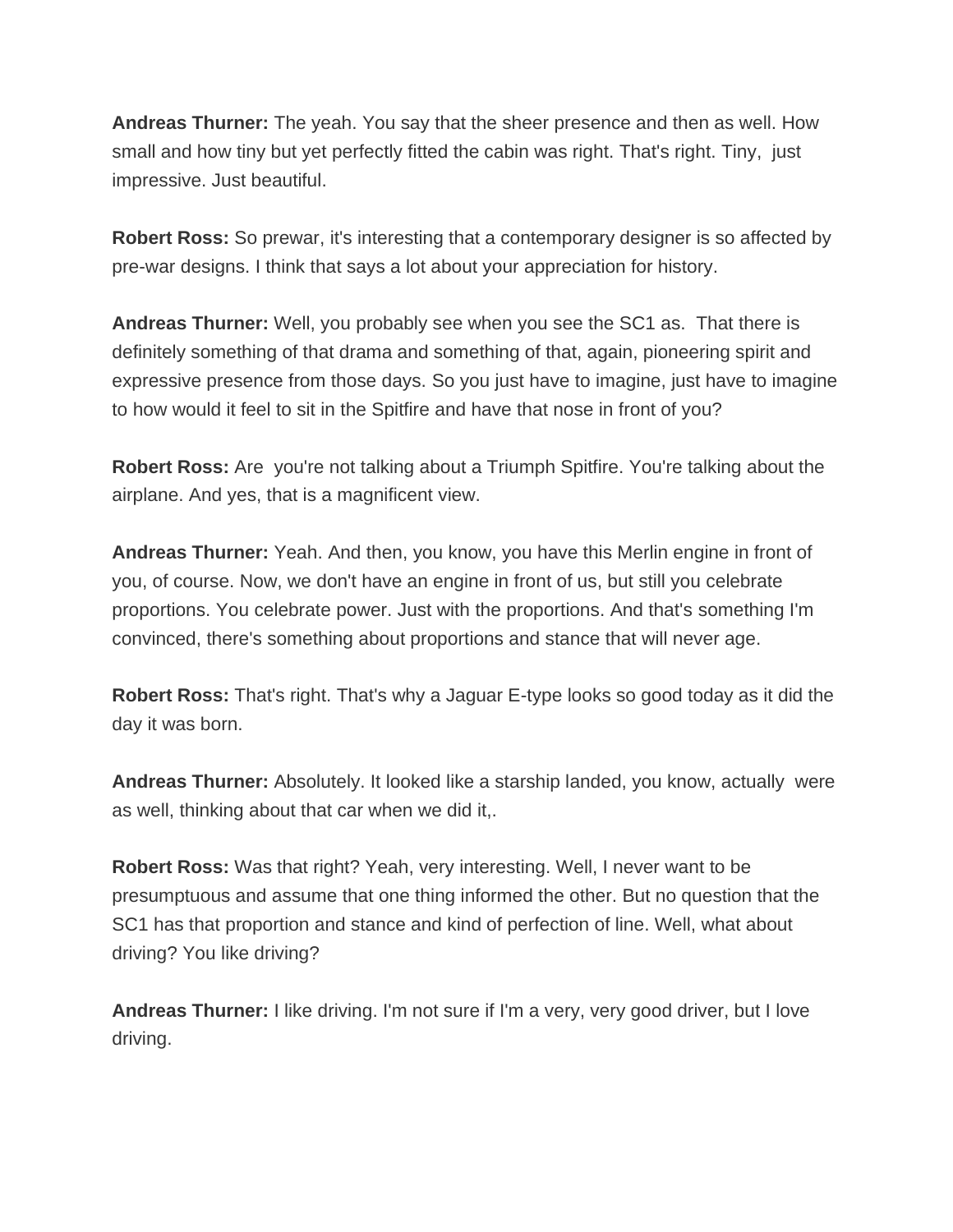**Andreas Thurner:** The yeah. You say that the sheer presence and then as well. How small and how tiny but yet perfectly fitted the cabin was right. That's right. Tiny, just impressive. Just beautiful.

**Robert Ross:** So prewar, it's interesting that a contemporary designer is so affected by pre-war designs. I think that says a lot about your appreciation for history.

**Andreas Thurner:** Well, you probably see when you see the SC1 as. That there is definitely something of that drama and something of that, again, pioneering spirit and expressive presence from those days. So you just have to imagine, just have to imagine to how would it feel to sit in the Spitfire and have that nose in front of you?

**Robert Ross:** Are you're not talking about a Triumph Spitfire. You're talking about the airplane. And yes, that is a magnificent view.

**Andreas Thurner:** Yeah. And then, you know, you have this Merlin engine in front of you, of course. Now, we don't have an engine in front of us, but still you celebrate proportions. You celebrate power. Just with the proportions. And that's something I'm convinced, there's something about proportions and stance that will never age.

**Robert Ross:** That's right. That's why a Jaguar E-type looks so good today as it did the day it was born.

**Andreas Thurner:** Absolutely. It looked like a starship landed, you know, actually were as well, thinking about that car when we did it,.

**Robert Ross:** Was that right? Yeah, very interesting. Well, I never want to be presumptuous and assume that one thing informed the other. But no question that the SC1 has that proportion and stance and kind of perfection of line. Well, what about driving? You like driving?

**Andreas Thurner:** I like driving. I'm not sure if I'm a very, very good driver, but I love driving.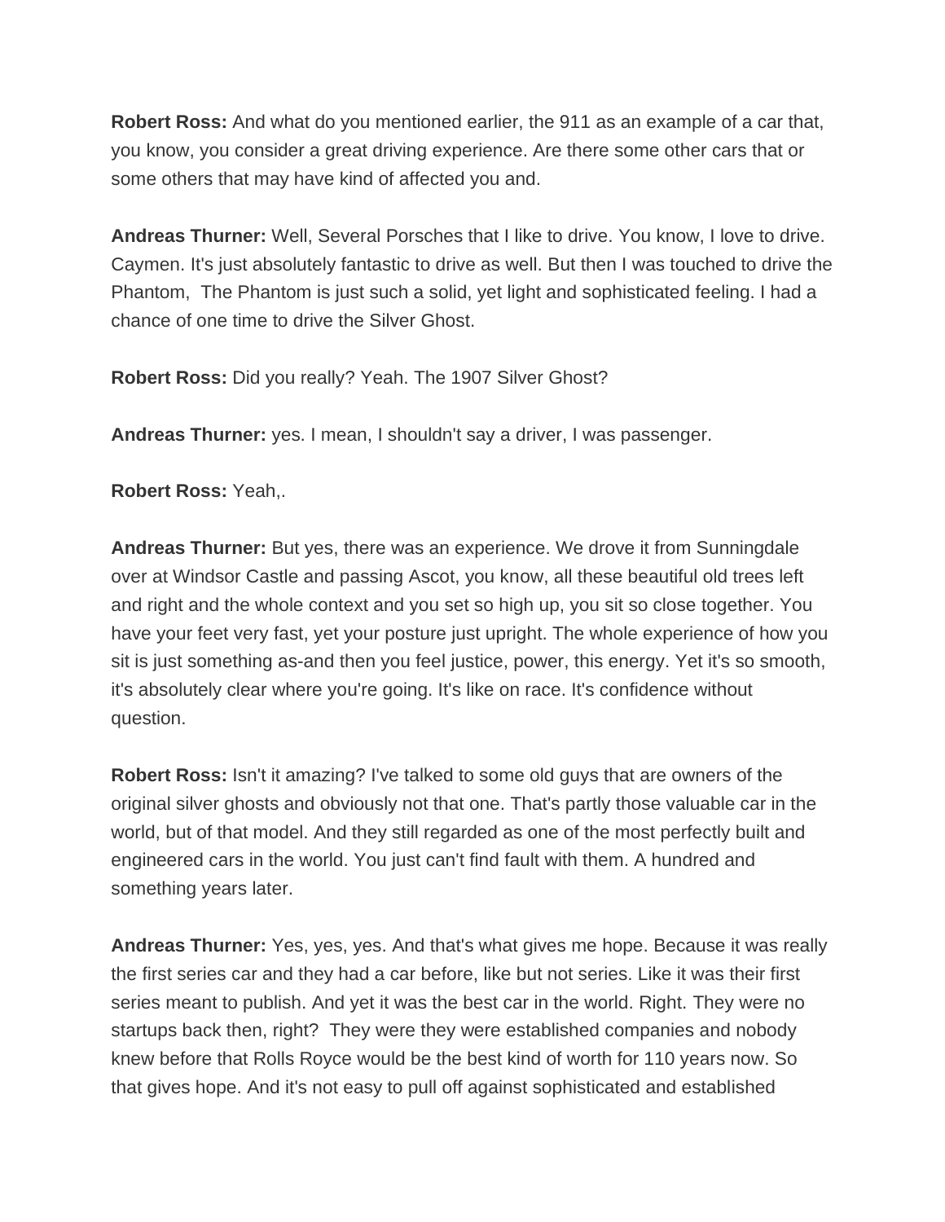**Robert Ross:** And what do you mentioned earlier, the 911 as an example of a car that, you know, you consider a great driving experience. Are there some other cars that or some others that may have kind of affected you and.

**Andreas Thurner:** Well, Several Porsches that I like to drive. You know, I love to drive. Caymen. It's just absolutely fantastic to drive as well. But then I was touched to drive the Phantom,  The Phantom is just such a solid, yet light and sophisticated feeling. I had a chance of one time to drive the Silver Ghost.

**Robert Ross:** Did you really? Yeah. The 1907 Silver Ghost?

**Andreas Thurner:** yes. I mean, I shouldn't say a driver, I was passenger.

**Robert Ross:** Yeah,.

**Andreas Thurner:** But yes, there was an experience. We drove it from Sunningdale over at Windsor Castle and passing Ascot, you know, all these beautiful old trees left and right and the whole context and you set so high up, you sit so close together. You have your feet very fast, yet your posture just upright. The whole experience of how you sit is just something as-and then you feel justice, power, this energy. Yet it's so smooth, it's absolutely clear where you're going. It's like on race. It's confidence without question.

**Robert Ross:** Isn't it amazing? I've talked to some old guys that are owners of the original silver ghosts and obviously not that one. That's partly those valuable car in the world, but of that model. And they still regarded as one of the most perfectly built and engineered cars in the world. You just can't find fault with them. A hundred and something years later.

**Andreas Thurner:** Yes, yes, yes. And that's what gives me hope. Because it was really the first series car and they had a car before, like but not series. Like it was their first series meant to publish. And yet it was the best car in the world. Right. They were no startups back then, right?  They were they were established companies and nobody knew before that Rolls Royce would be the best kind of worth for 110 years now. So that gives hope. And it's not easy to pull off against sophisticated and established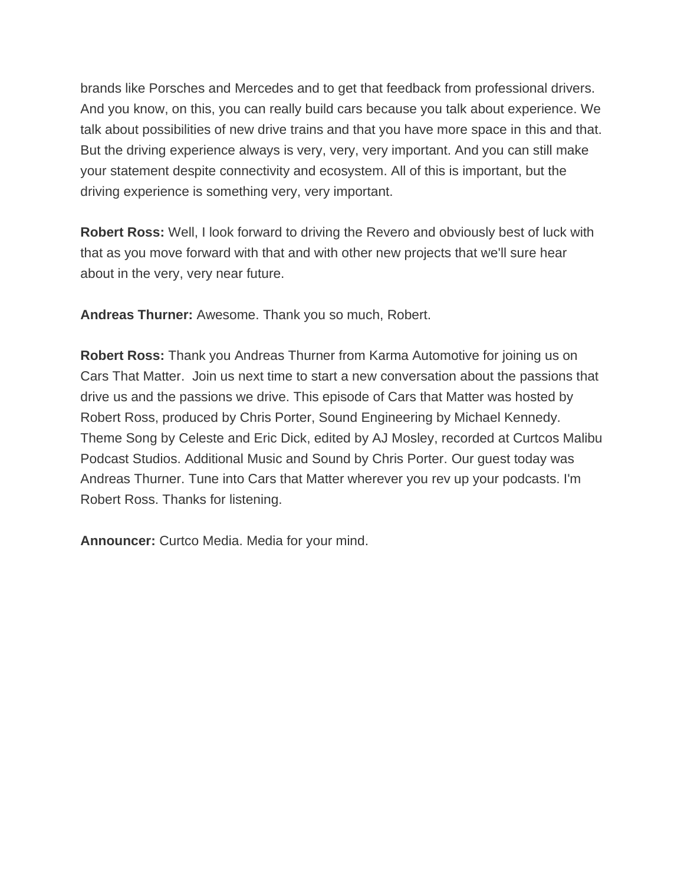brands like Porsches and Mercedes and to get that feedback from professional drivers. And you know, on this, you can really build cars because you talk about experience. We talk about possibilities of new drive trains and that you have more space in this and that. But the driving experience always is very, very, very important. And you can still make your statement despite connectivity and ecosystem. All of this is important, but the driving experience is something very, very important.

**Robert Ross:** Well, I look forward to driving the Revero and obviously best of luck with that as you move forward with that and with other new projects that we'll sure hear about in the very, very near future.

**Andreas Thurner:** Awesome. Thank you so much, Robert.

**Robert Ross:** Thank you Andreas Thurner from Karma Automotive for joining us on Cars That Matter.  Join us next time to start a new conversation about the passions that drive us and the passions we drive. This episode of Cars that Matter was hosted by Robert Ross, produced by Chris Porter, Sound Engineering by Michael Kennedy. Theme Song by Celeste and Eric Dick, edited by AJ Mosley, recorded at Curtcos Malibu Podcast Studios. Additional Music and Sound by Chris Porter. Our guest today was Andreas Thurner. Tune into Cars that Matter wherever you rev up your podcasts. I'm Robert Ross. Thanks for listening.

**Announcer:** Curtco Media. Media for your mind.